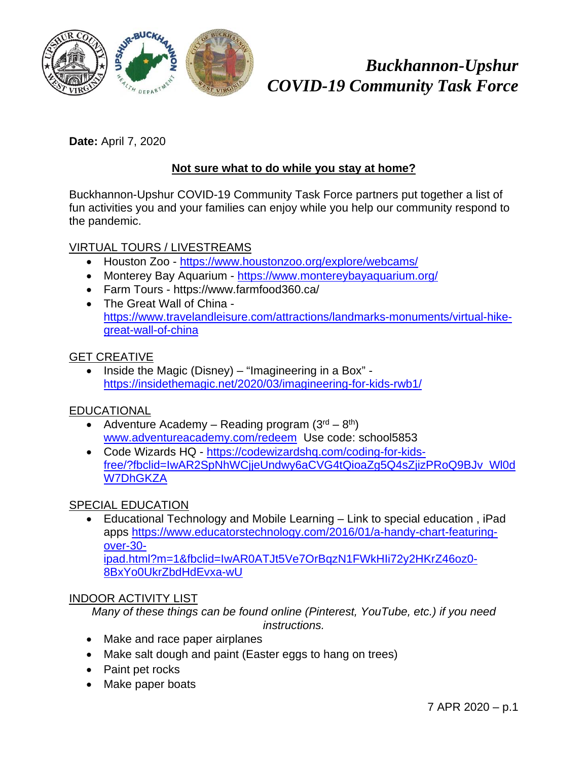# *Buckhannon-Upshur COVID-19 Community Task Force*

**Date:** April 7, 2020

## **Not sure what to do while you stay at home?**

Buckhannon-Upshur COVID-19 Community Task Force partners put together a list of fun activities you and your families can enjoy while you help our community respond to the pandemic.

### VIRTUAL TOURS / LIVESTREAMS

- Houston Zoo - https://www.houstonzoo.org/explore/webcams/
- Monterey Bay Aquarium - https://www.montereybayaquarium.org/
- Farm Tours - https://www.farmfood360.ca/
- The Great Wall of China - https://www.travelandleisure.com/attractions/landmarks-monuments/virtual-hike-great-wall-of-china

### GET CREATIVE

- Inside the Magic (Disney) – "Imagineering in a Box" - https://insidethemagic.net/2020/03/imagineering-for-kids-rwb1/

### EDUCATIONAL

- Adventure Academy – Reading program (3rd – 8th) www.adventureacademy.com/redeem Use code: school5853
- Code Wizards HQ - https://codewizardshq.com/coding-for-kids-free/?fbclid=IwAR2SpNhWCjjeUndwy6aCVG4tQioaZg5Q4sZjizPRoQ9BJv_Wl0dW7DhGKZA

### SPECIAL EDUCATION

- Educational Technology and Mobile Learning – Link to special education , iPad apps https://www.educatorstechnology.com/2016/01/a-handy-chart-featuring-over-30-ipad.html?m=1&fbclid=IwAR0ATJt5Ve7OrBqzN1FWkHIi72y2HKrZ46oz0-8BxYo0UkrZbdHdEvxa-wU

### INDOOR ACTIVITY LIST

*Many of these things can be found online (Pinterest, YouTube, etc.) if you need instructions.*

- Make and race paper airplanes
- Make salt dough and paint (Easter eggs to hang on trees)
- Paint pet rocks
- Make paper boats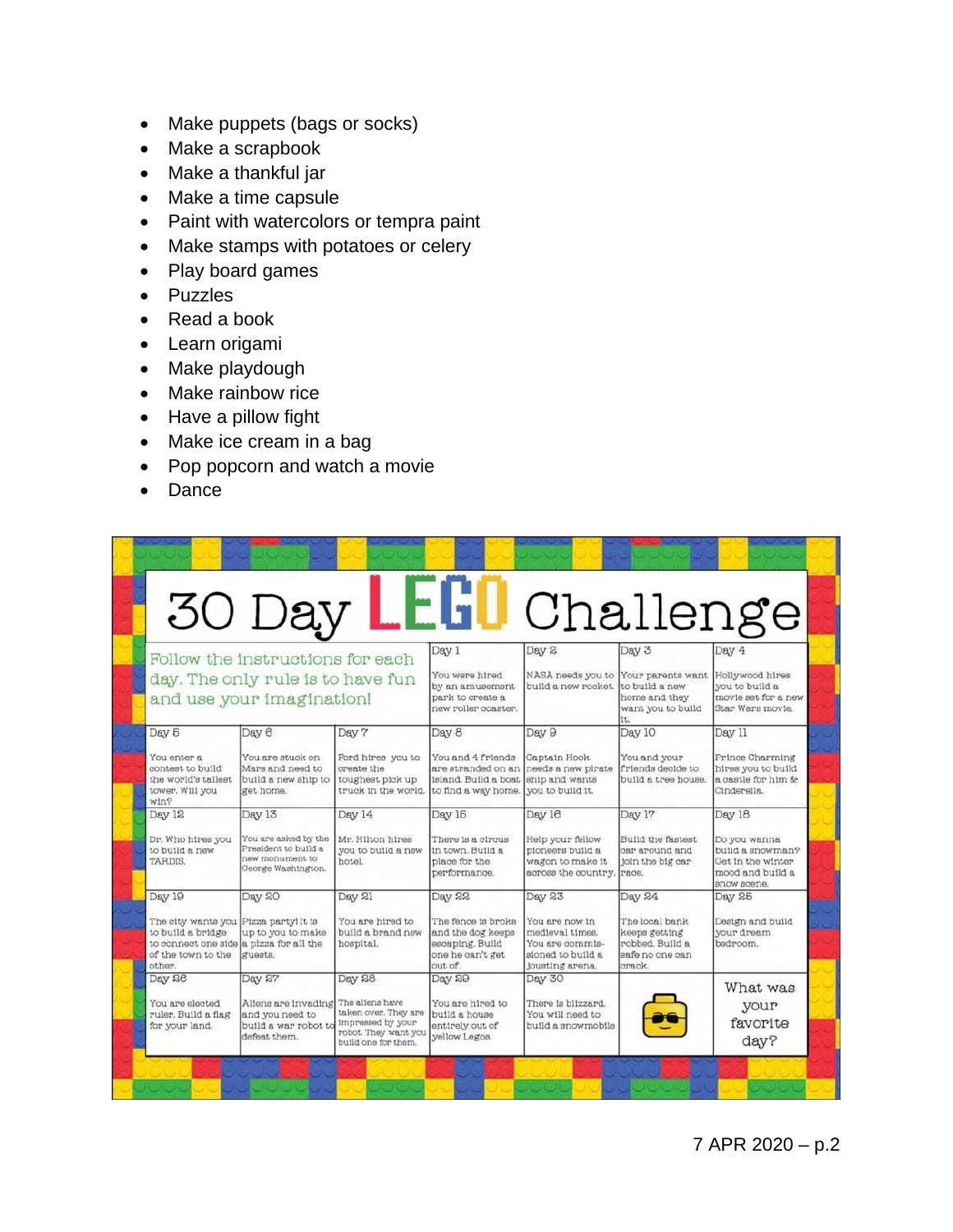- Make puppets (bags or socks)
- Make a scrapbook
- Make a thankful jar
- Make a time capsule
- Paint with watercolors or tempra paint
- Make stamps with potatoes or celery
- Play board games
- Puzzles
- Read a book
- Learn origami
- Make playdough
- Make rainbow rice
- Have a pillow fight
- Make ice cream in a bag
- Pop popcorn and watch a movie
- Dance

# 30 Day LEGO Challenge

Follow the instructions for each day. The only rule is to have fun and use your imagination!

| | | | | | | |
|---|---|---|---|---|---|---|
| | | | Day 1<br>You were hired by an amusement park to create a new roller coaster. | Day 2<br>NASA needs you to build a new rocket. | Day 3<br>Your parents want to build a new home and they want you to build it. | Day 4<br>Hollywood hires you to build a movie set for a new Star Wars movie. |
| Day 5<br>You enter a contest to build the world's tallest tower. Will you win? | Day 6<br>You are stuck on Mars and need to build a new ship to get home. | Day 7<br>Ford hires you to create the toughest pick up truck in the world. | Day 8<br>You and 4 friends are stranded on an island. Build a boat to find a way home. | Day 9<br>Captain Hook needs a new pirate ship and wants you to build it. | Day 10<br>You and your friends decide to build a tree house. | Day 11<br>Prince Charming hires you to build a castle for him & Cinderella. |
| Day 12<br>Dr. Who hires you to build a new TARDIS. | Day 13<br>You are asked by the President to build a new monument to George Washington. | Day 14<br>Mr. Hilton hires you to build a new hotel. | Day 15<br>There is a circus in town. Build a place for the performance. | Day 16<br>Help your fellow pioneers build a wagon to make it across the country. | Day 17<br>Build the fastest car around and join the big car race. | Day 18<br>Do you wanna build a snowman? Get in the winter mood and build a snow scene. |
| Day 19<br>The city wants you to build a bridge to connect one side of the town to the other. | Day 20<br>Pizza party! It is up to you to make a pizza for all the guests. | Day 21<br>You are hired to build a brand new hospital. | Day 22<br>The fence is broke and the dog keeps escaping. Build one he can't get out of. | Day 23<br>You are now in medieval times. You are commissioned to build a jousting arena. | Day 24<br>The local bank keeps getting robbed. Build a safe no one can crack. | Day 25<br>Design and build your dream bedroom. |
| Day 26<br>You are elected ruler. Build a flag for your land. | Day 27<br>Aliens are invading and you need to build a war robot to defeat them. | Day 28<br>The aliens have taken over. They are impressed by your robot. They want you build one for them. | Day 29<br>You are hired to build a house entirely out of yellow Legos. | Day 30<br>There is blizzard. You will need to build a snowmobile | | What was your favorite day? |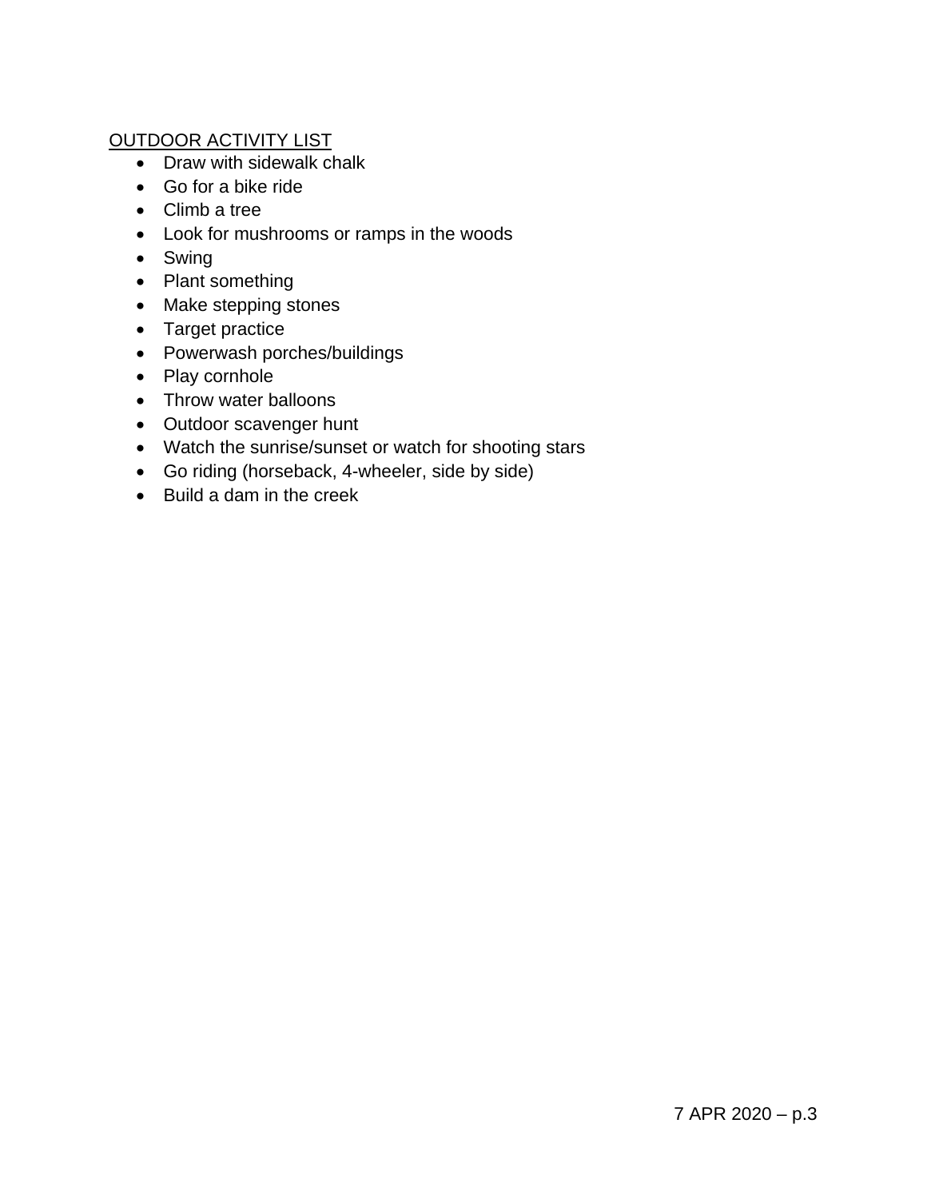<u>OUTDOOR ACTIVITY LIST</u>

- Draw with sidewalk chalk
- Go for a bike ride
- Climb a tree
- Look for mushrooms or ramps in the woods
- Swing
- Plant something
- Make stepping stones
- Target practice
- Powerwash porches/buildings
- Play cornhole
- Throw water balloons
- Outdoor scavenger hunt
- Watch the sunrise/sunset or watch for shooting stars
- Go riding (horseback, 4-wheeler, side by side)
- Build a dam in the creek